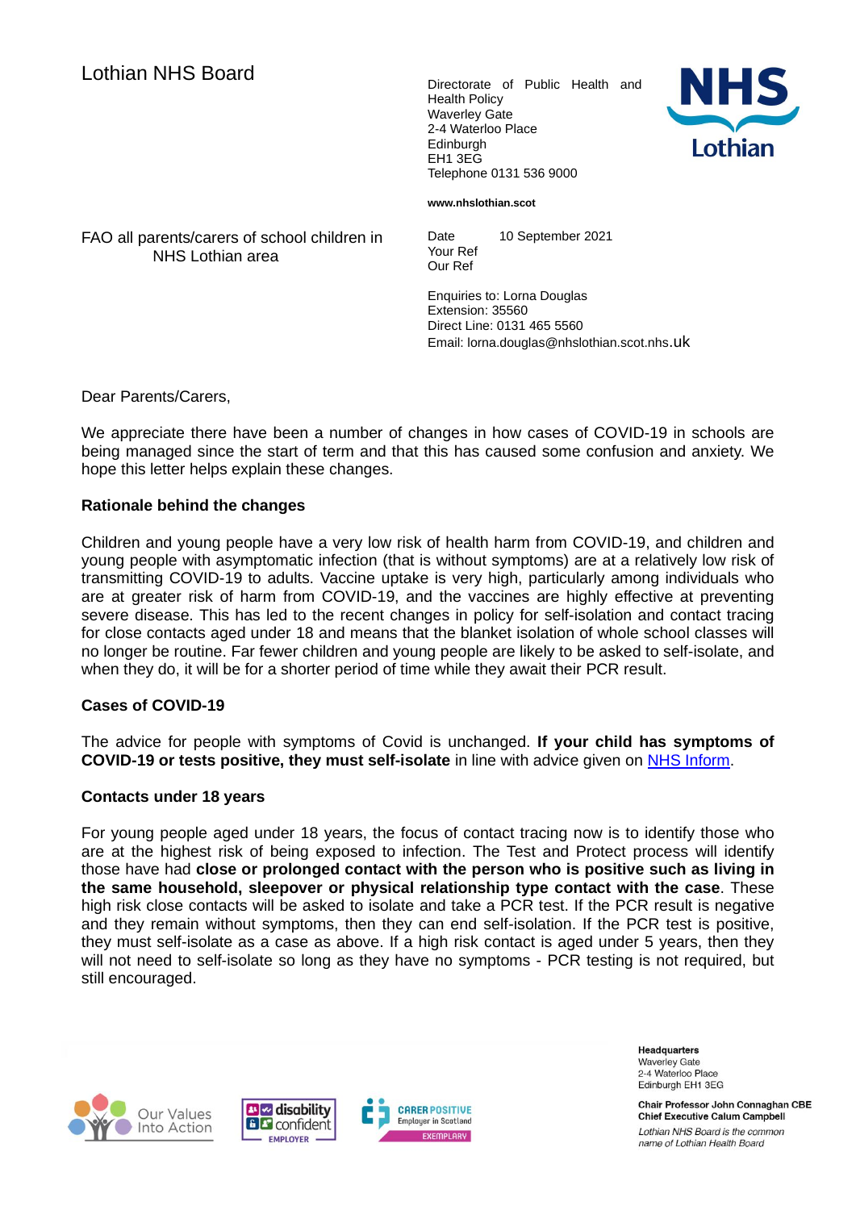Lothian NHS Board

Directorate of Public Health and Health Policy
Waverley Gate
2-4 Waterloo Place
Edinburgh
EH1 3EG
Telephone 0131 536 9000

www.nhslothian.scot

FAO all parents/carers of school children in NHS Lothian area

Date 10 September 2021
Your Ref
Our Ref

Enquiries to: Lorna Douglas
Extension: 35560
Direct Line: 0131 465 5560
Email: lorna.douglas@nhslothian.scot.nhs.uk

Dear Parents/Carers,

We appreciate there have been a number of changes in how cases of COVID-19 in schools are being managed since the start of term and that this has caused some confusion and anxiety. We hope this letter helps explain these changes.

**Rationale behind the changes**

Children and young people have a very low risk of health harm from COVID-19, and children and young people with asymptomatic infection (that is without symptoms) are at a relatively low risk of transmitting COVID-19 to adults. Vaccine uptake is very high, particularly among individuals who are at greater risk of harm from COVID-19, and the vaccines are highly effective at preventing severe disease. This has led to the recent changes in policy for self-isolation and contact tracing for close contacts aged under 18 and means that the blanket isolation of whole school classes will no longer be routine. Far fewer children and young people are likely to be asked to self-isolate, and when they do, it will be for a shorter period of time while they await their PCR result.

**Cases of COVID-19**

The advice for people with symptoms of Covid is unchanged. **If your child has symptoms of COVID-19 or tests positive, they must self-isolate** in line with advice given on [NHS Inform](NHS Inform).

**Contacts under 18 years**

For young people aged under 18 years, the focus of contact tracing now is to identify those who are at the highest risk of being exposed to infection. The Test and Protect process will identify those have had **close or prolonged contact with the person who is positive such as living in the same household, sleepover or physical relationship type contact with the case**. These high risk close contacts will be asked to isolate and take a PCR test. If the PCR result is negative and they remain without symptoms, then they can end self-isolation. If the PCR test is positive, they must self-isolate as a case as above. If a high risk contact is aged under 5 years, then they will not need to self-isolate so long as they have no symptoms - PCR testing is not required, but still encouraged.

**Headquarters**
Waverley Gate
2-4 Waterloo Place
Edinburgh EH1 3EG

**Chair Professor John Connaghan CBE**
**Chief Executive Calum Campbell**
*Lothian NHS Board is the common name of Lothian Health Board*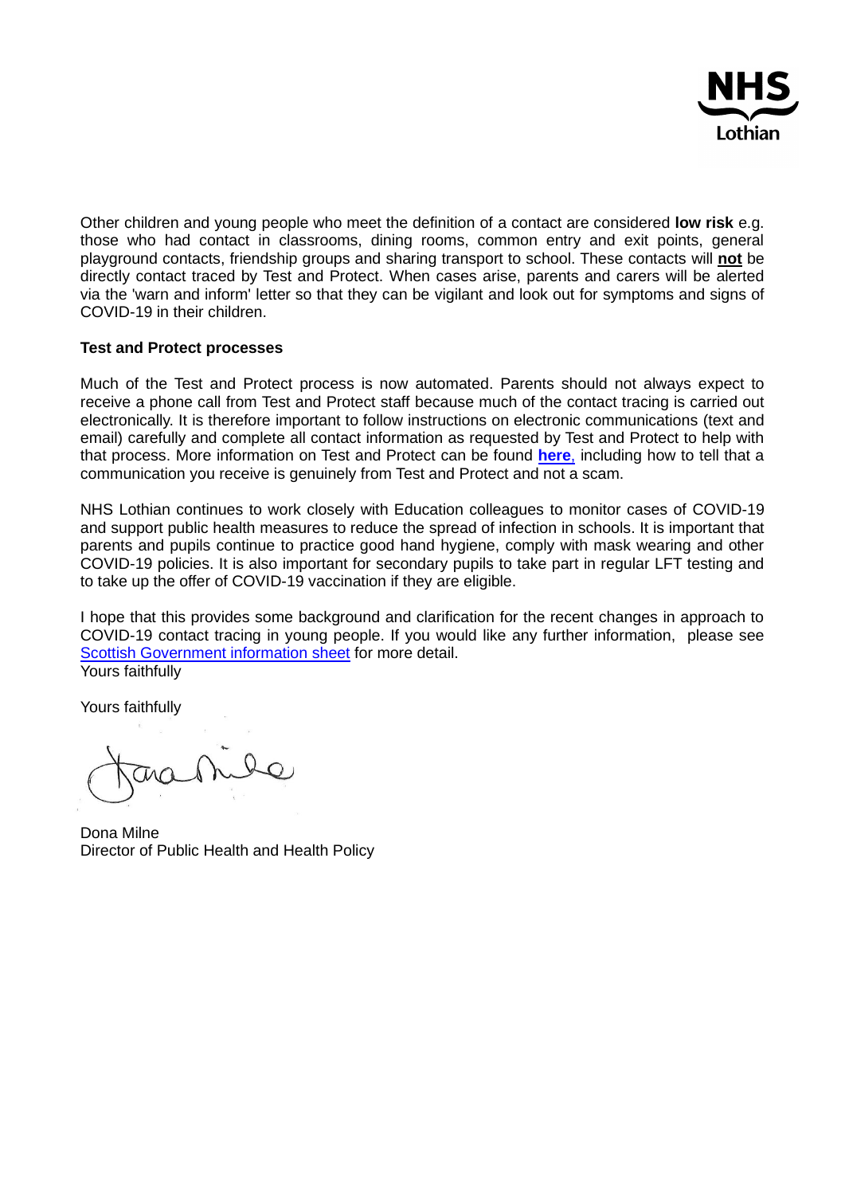Other children and young people who meet the definition of a contact are considered **low risk** e.g. those who had contact in classrooms, dining rooms, common entry and exit points, general playground contacts, friendship groups and sharing transport to school. These contacts will **not** be directly contact traced by Test and Protect. When cases arise, parents and carers will be alerted via the 'warn and inform' letter so that they can be vigilant and look out for symptoms and signs of COVID-19 in their children.

**Test and Protect processes**

Much of the Test and Protect process is now automated. Parents should not always expect to receive a phone call from Test and Protect staff because much of the contact tracing is carried out electronically. It is therefore important to follow instructions on electronic communications (text and email) carefully and complete all contact information as requested by Test and Protect to help with that process. More information on Test and Protect can be found **here**, including how to tell that a communication you receive is genuinely from Test and Protect and not a scam.

NHS Lothian continues to work closely with Education colleagues to monitor cases of COVID-19 and support public health measures to reduce the spread of infection in schools. It is important that parents and pupils continue to practice good hand hygiene, comply with mask wearing and other COVID-19 policies. It is also important for secondary pupils to take part in regular LFT testing and to take up the offer of COVID-19 vaccination if they are eligible.

I hope that this provides some background and clarification for the recent changes in approach to COVID-19 contact tracing in young people. If you would like any further information, please see Scottish Government information sheet for more detail.
Yours faithfully

Yours faithfully

Dona Milne
Director of Public Health and Health Policy